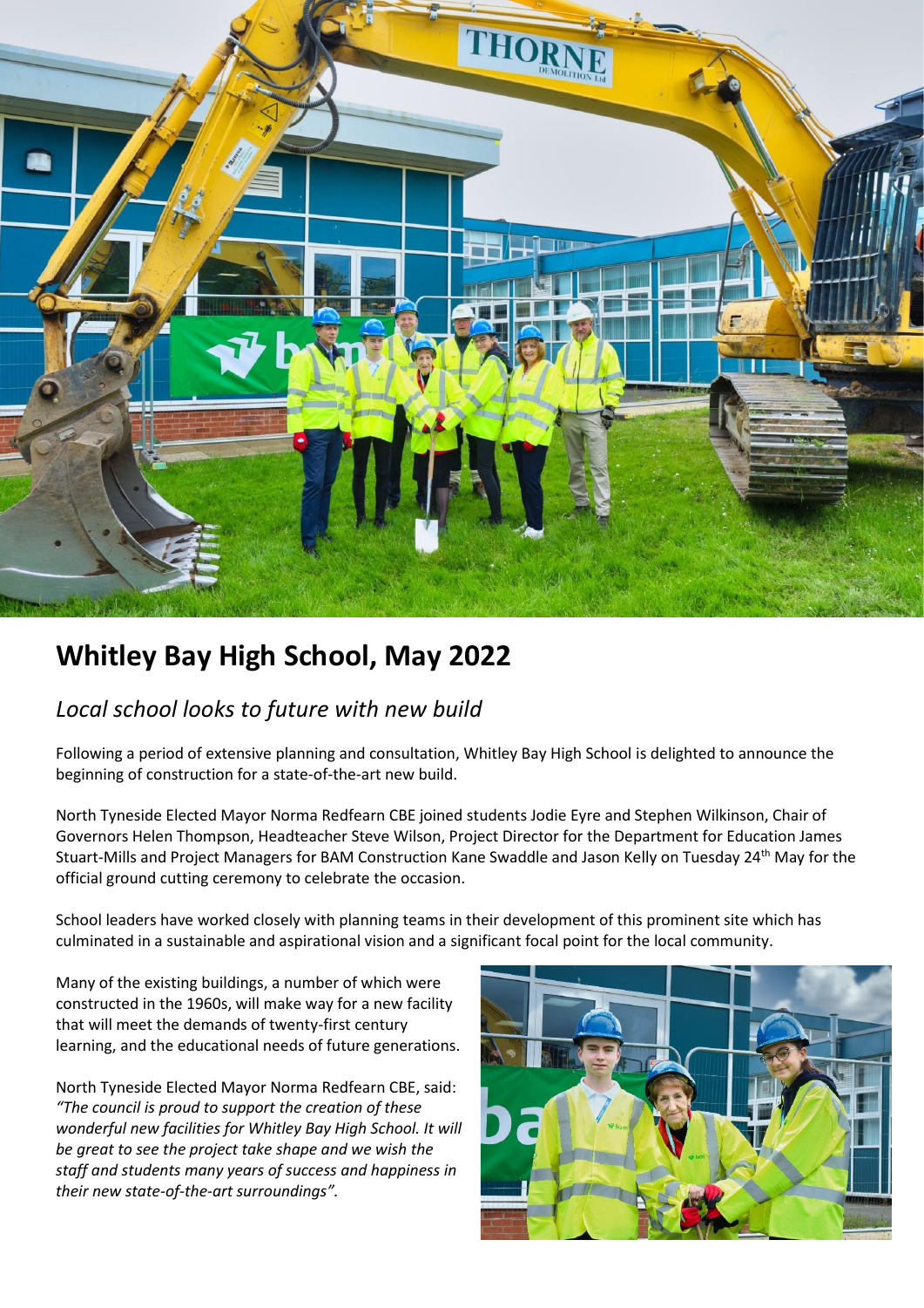# Whitley Bay High School, May 2022

## *Local school looks to future with new build*

Following a period of extensive planning and consultation, Whitley Bay High School is delighted to announce the beginning of construction for a state-of-the-art new build.

North Tyneside Elected Mayor Norma Redfearn CBE joined students Jodie Eyre and Stephen Wilkinson, Chair of Governors Helen Thompson, Headteacher Steve Wilson, Project Director for the Department for Education James Stuart-Mills and Project Managers for BAM Construction Kane Swaddle and Jason Kelly on Tuesday 24th May for the official ground cutting ceremony to celebrate the occasion.

School leaders have worked closely with planning teams in their development of this prominent site which has culminated in a sustainable and aspirational vision and a significant focal point for the local community.

Many of the existing buildings, a number of which were constructed in the 1960s, will make way for a new facility that will meet the demands of twenty-first century learning, and the educational needs of future generations.

North Tyneside Elected Mayor Norma Redfearn CBE, said: *"The council is proud to support the creation of these wonderful new facilities for Whitley Bay High School. It will be great to see the project take shape and we wish the staff and students many years of success and happiness in their new state-of-the-art surroundings".*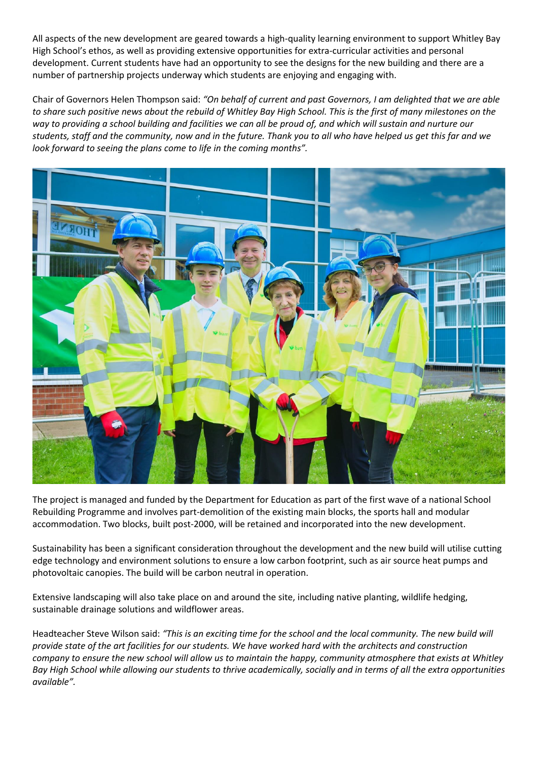All aspects of the new development are geared towards a high-quality learning environment to support Whitley Bay High School's ethos, as well as providing extensive opportunities for extra-curricular activities and personal development. Current students have had an opportunity to see the designs for the new building and there are a number of partnership projects underway which students are enjoying and engaging with.

Chair of Governors Helen Thompson said: *"On behalf of current and past Governors, I am delighted that we are able to share such positive news about the rebuild of Whitley Bay High School. This is the first of many milestones on the way to providing a school building and facilities we can all be proud of, and which will sustain and nurture our students, staff and the community, now and in the future. Thank you to all who have helped us get this far and we look forward to seeing the plans come to life in the coming months".*

The project is managed and funded by the Department for Education as part of the first wave of a national School Rebuilding Programme and involves part-demolition of the existing main blocks, the sports hall and modular accommodation. Two blocks, built post-2000, will be retained and incorporated into the new development.

Sustainability has been a significant consideration throughout the development and the new build will utilise cutting edge technology and environment solutions to ensure a low carbon footprint, such as air source heat pumps and photovoltaic canopies. The build will be carbon neutral in operation.

Extensive landscaping will also take place on and around the site, including native planting, wildlife hedging, sustainable drainage solutions and wildflower areas.

Headteacher Steve Wilson said: *"This is an exciting time for the school and the local community. The new build will provide state of the art facilities for our students. We have worked hard with the architects and construction company to ensure the new school will allow us to maintain the happy, community atmosphere that exists at Whitley Bay High School while allowing our students to thrive academically, socially and in terms of all the extra opportunities available".*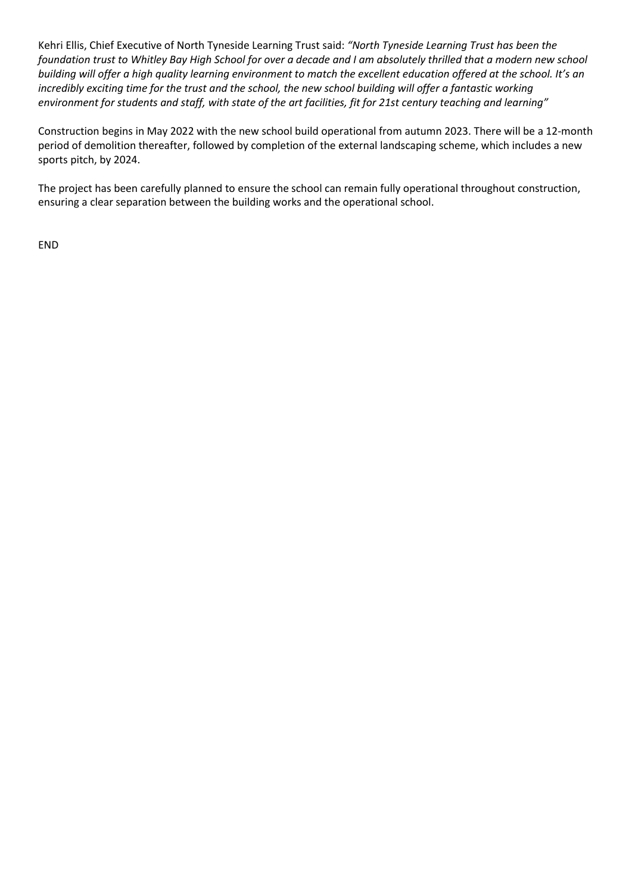Kehri Ellis, Chief Executive of North Tyneside Learning Trust said: *"North Tyneside Learning Trust has been the foundation trust to Whitley Bay High School for over a decade and I am absolutely thrilled that a modern new school building will offer a high quality learning environment to match the excellent education offered at the school. It's an incredibly exciting time for the trust and the school, the new school building will offer a fantastic working environment for students and staff, with state of the art facilities, fit for 21st century teaching and learning"*

Construction begins in May 2022 with the new school build operational from autumn 2023. There will be a 12-month period of demolition thereafter, followed by completion of the external landscaping scheme, which includes a new sports pitch, by 2024.

The project has been carefully planned to ensure the school can remain fully operational throughout construction, ensuring a clear separation between the building works and the operational school.

END